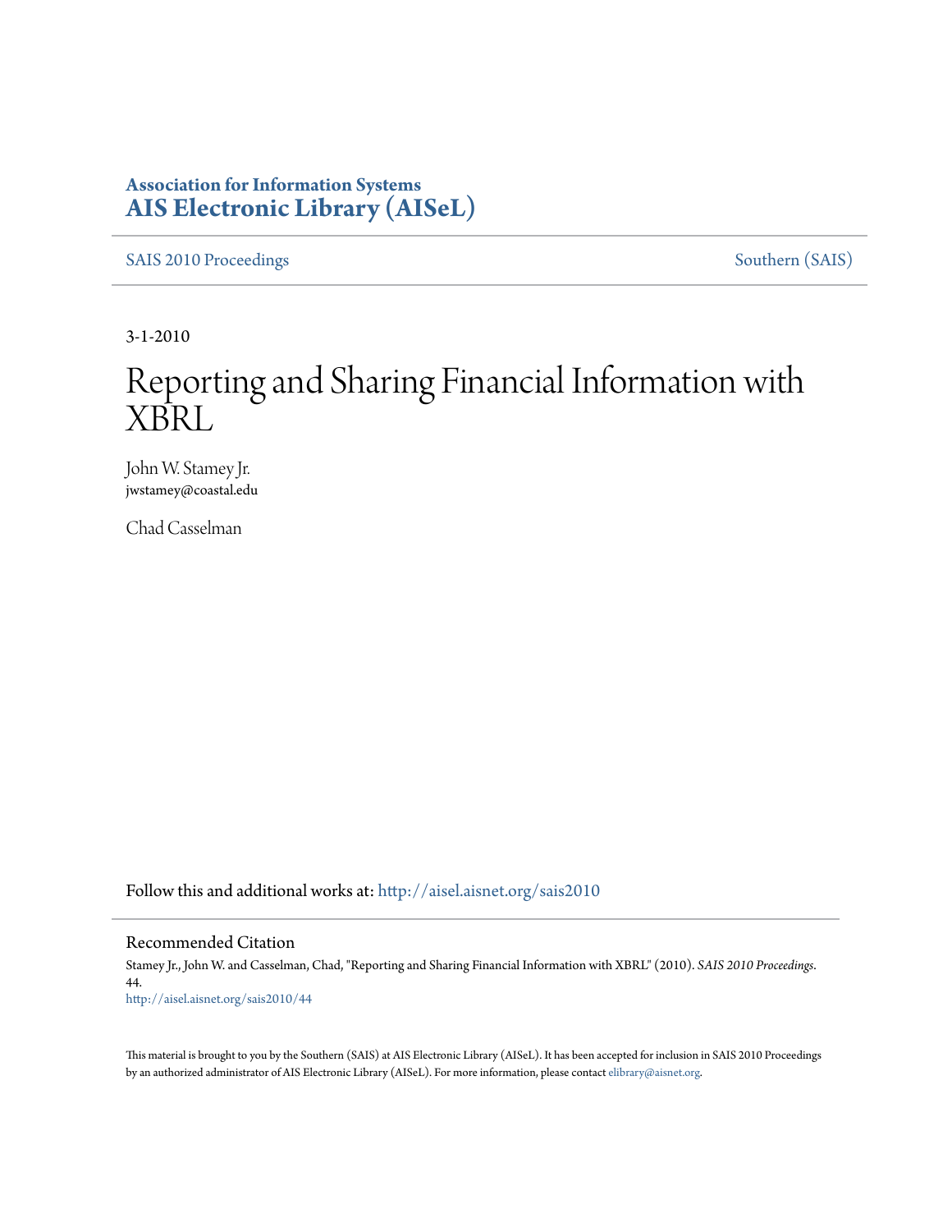**Association for Information Systems**
**AIS Electronic Library (AISeL)**

SAIS 2010 Proceedings | Southern (SAIS)

3-1-2010

# Reporting and Sharing Financial Information with XBRL

John W. Stamey Jr.
jwstamey@coastal.edu

Chad Casselman

Follow this and additional works at: http://aisel.aisnet.org/sais2010

## Recommended Citation

Stamey Jr., John W. and Casselman, Chad, "Reporting and Sharing Financial Information with XBRL" (2010). *SAIS 2010 Proceedings*. 44.
http://aisel.aisnet.org/sais2010/44

This material is brought to you by the Southern (SAIS) at AIS Electronic Library (AISeL). It has been accepted for inclusion in SAIS 2010 Proceedings by an authorized administrator of AIS Electronic Library (AISeL). For more information, please contact elibrary@aisnet.org.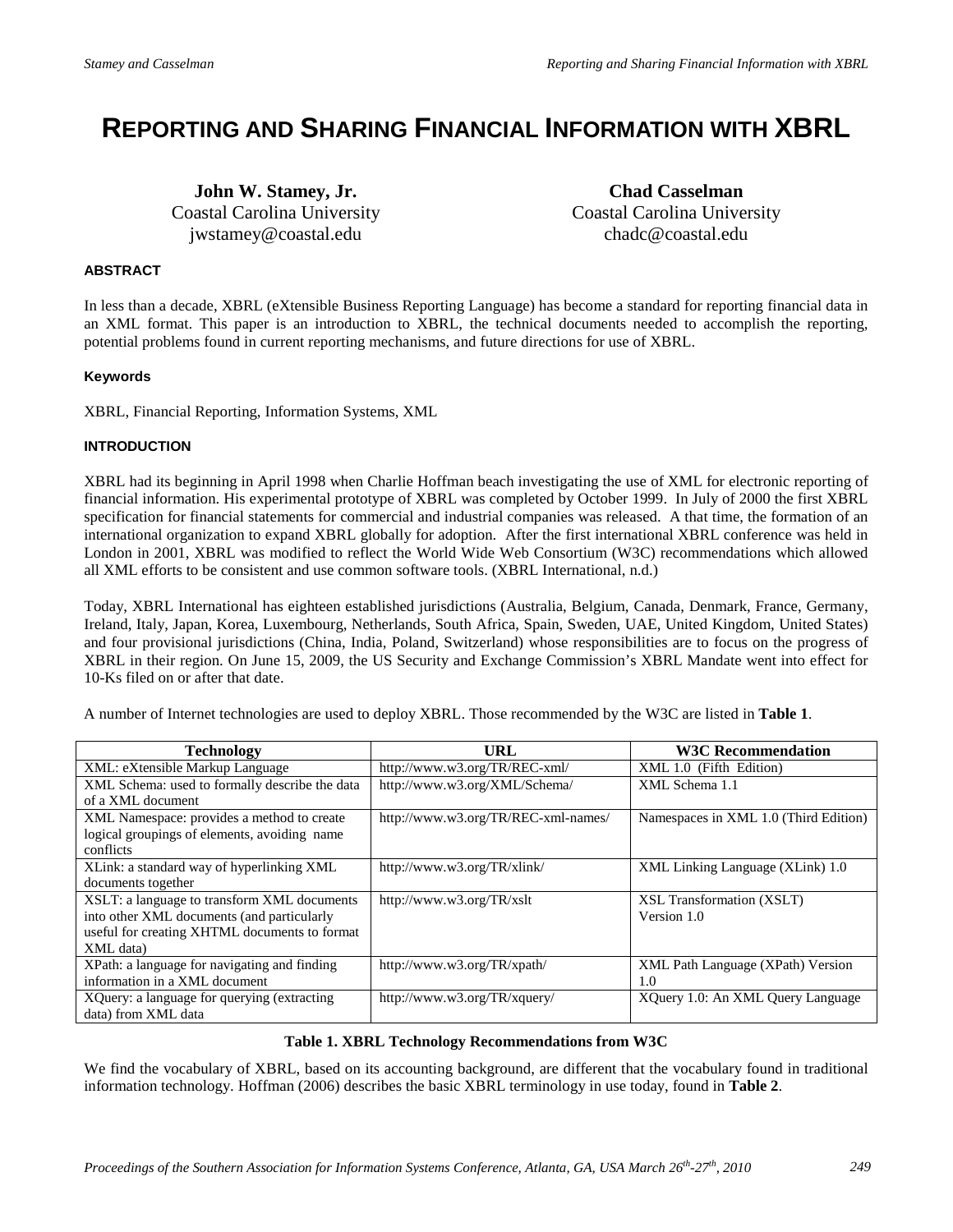# REPORTING AND SHARING FINANCIAL INFORMATION WITH XBRL

**John W. Stamey, Jr.**
Coastal Carolina University
jwstamey@coastal.edu

**Chad Casselman**
Coastal Carolina University
chadc@coastal.edu

## ABSTRACT

In less than a decade, XBRL (eXtensible Business Reporting Language) has become a standard for reporting financial data in an XML format. This paper is an introduction to XBRL, the technical documents needed to accomplish the reporting, potential problems found in current reporting mechanisms, and future directions for use of XBRL.

### Keywords

XBRL, Financial Reporting, Information Systems, XML

## INTRODUCTION

XBRL had its beginning in April 1998 when Charlie Hoffman beach investigating the use of XML for electronic reporting of financial information. His experimental prototype of XBRL was completed by October 1999. In July of 2000 the first XBRL specification for financial statements for commercial and industrial companies was released. A that time, the formation of an international organization to expand XBRL globally for adoption. After the first international XBRL conference was held in London in 2001, XBRL was modified to reflect the World Wide Web Consortium (W3C) recommendations which allowed all XML efforts to be consistent and use common software tools. (XBRL International, n.d.)

Today, XBRL International has eighteen established jurisdictions (Australia, Belgium, Canada, Denmark, France, Germany, Ireland, Italy, Japan, Korea, Luxembourg, Netherlands, South Africa, Spain, Sweden, UAE, United Kingdom, United States) and four provisional jurisdictions (China, India, Poland, Switzerland) whose responsibilities are to focus on the progress of XBRL in their region. On June 15, 2009, the US Security and Exchange Commission's XBRL Mandate went into effect for 10-Ks filed on or after that date.

A number of Internet technologies are used to deploy XBRL. Those recommended by the W3C are listed in **Table 1**.

| Technology | URL | W3C Recommendation |
|---|---|---|
| XML: eXtensible Markup Language | http://www.w3.org/TR/REC-xml/ | XML 1.0 (Fifth Edition) |
| XML Schema: used to formally describe the data of a XML document | http://www.w3.org/XML/Schema/ | XML Schema 1.1 |
| XML Namespace: provides a method to create logical groupings of elements, avoiding name conflicts | http://www.w3.org/TR/REC-xml-names/ | Namespaces in XML 1.0 (Third Edition) |
| XLink: a standard way of hyperlinking XML documents together | http://www.w3.org/TR/xlink/ | XML Linking Language (XLink) 1.0 |
| XSLT: a language to transform XML documents into other XML documents (and particularly useful for creating XHTML documents to format XML data) | http://www.w3.org/TR/xslt | XSL Transformation (XSLT) Version 1.0 |
| XPath: a language for navigating and finding information in a XML document | http://www.w3.org/TR/xpath/ | XML Path Language (XPath) Version 1.0 |
| XQuery: a language for querying (extracting data) from XML data | http://www.w3.org/TR/xquery/ | XQuery 1.0: An XML Query Language |

**Table 1. XBRL Technology Recommendations from W3C**

We find the vocabulary of XBRL, based on its accounting background, are different that the vocabulary found in traditional information technology. Hoffman (2006) describes the basic XBRL terminology in use today, found in **Table 2**.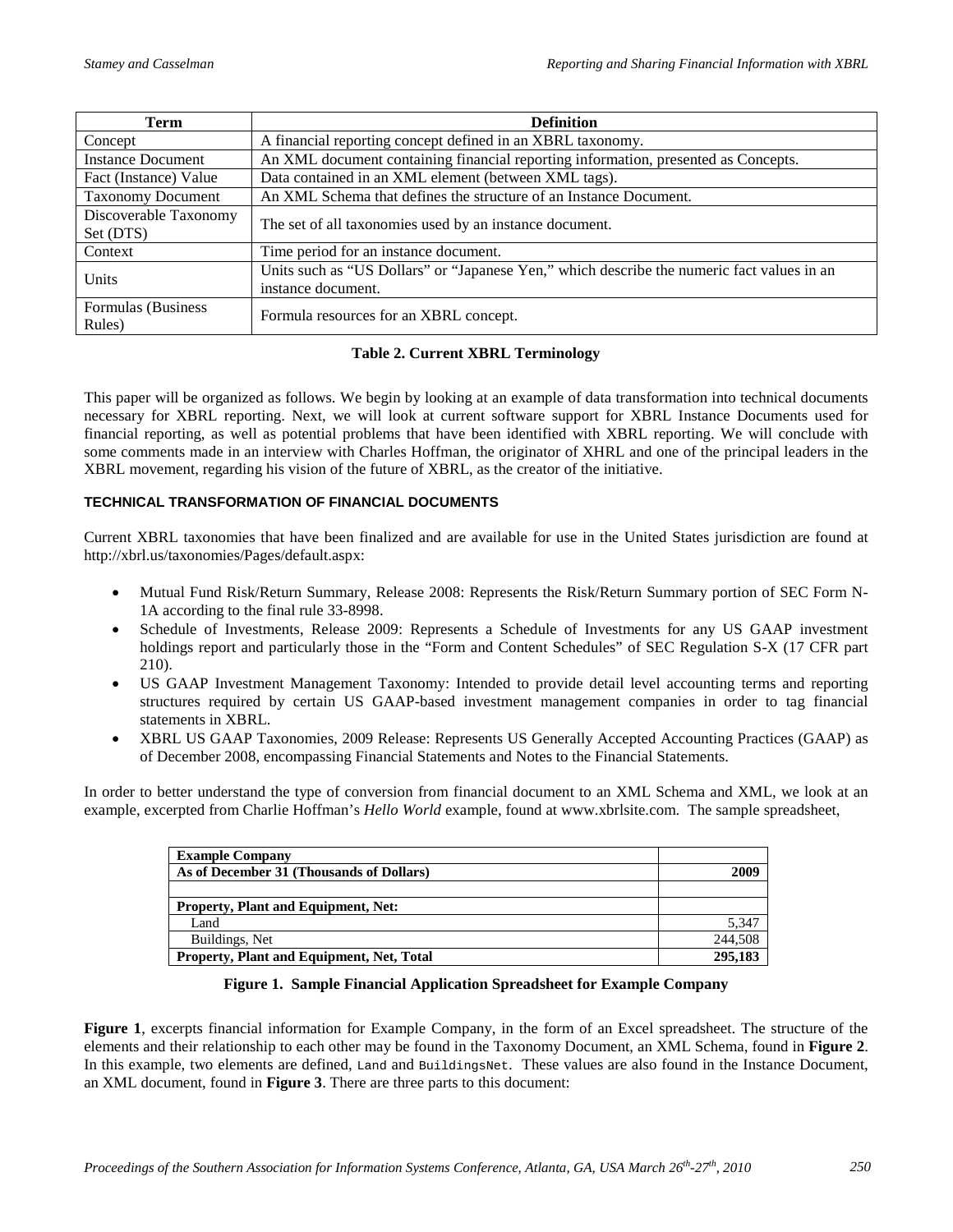| Term | Definition |
| --- | --- |
| Concept | A financial reporting concept defined in an XBRL taxonomy. |
| Instance Document | An XML document containing financial reporting information, presented as Concepts. |
| Fact (Instance) Value | Data contained in an XML element (between XML tags). |
| Taxonomy Document | An XML Schema that defines the structure of an Instance Document. |
| Discoverable Taxonomy Set (DTS) | The set of all taxonomies used by an instance document. |
| Context | Time period for an instance document. |
| Units | Units such as "US Dollars" or "Japanese Yen," which describe the numeric fact values in an instance document. |
| Formulas (Business Rules) | Formula resources for an XBRL concept. |

**Table 2. Current XBRL Terminology**

This paper will be organized as follows. We begin by looking at an example of data transformation into technical documents necessary for XBRL reporting. Next, we will look at current software support for XBRL Instance Documents used for financial reporting, as well as potential problems that have been identified with XBRL reporting. We will conclude with some comments made in an interview with Charles Hoffman, the originator of XHRL and one of the principal leaders in the XBRL movement, regarding his vision of the future of XBRL, as the creator of the initiative.

#### TECHNICAL TRANSFORMATION OF FINANCIAL DOCUMENTS

Current XBRL taxonomies that have been finalized and are available for use in the United States jurisdiction are found at http://xbrl.us/taxonomies/Pages/default.aspx:

- Mutual Fund Risk/Return Summary, Release 2008: Represents the Risk/Return Summary portion of SEC Form N-1A according to the final rule 33-8998.
- Schedule of Investments, Release 2009: Represents a Schedule of Investments for any US GAAP investment holdings report and particularly those in the "Form and Content Schedules" of SEC Regulation S-X (17 CFR part 210).
- US GAAP Investment Management Taxonomy: Intended to provide detail level accounting terms and reporting structures required by certain US GAAP-based investment management companies in order to tag financial statements in XBRL.
- XBRL US GAAP Taxonomies, 2009 Release: Represents US Generally Accepted Accounting Practices (GAAP) as of December 2008, encompassing Financial Statements and Notes to the Financial Statements.

In order to better understand the type of conversion from financial document to an XML Schema and XML, we look at an example, excerpted from Charlie Hoffman's *Hello World* example, found at www.xbrlsite.com. The sample spreadsheet,

| **Example Company** | |
| --- | --- |
| **As of December 31 (Thousands of Dollars)** | **2009** |
| | |
| **Property, Plant and Equipment, Net:** | |
| Land | 5,347 |
| Buildings, Net | 244,508 |
| **Property, Plant and Equipment, Net, Total** | **295,183** |

**Figure 1. Sample Financial Application Spreadsheet for Example Company**

**Figure 1**, excerpts financial information for Example Company, in the form of an Excel spreadsheet. The structure of the elements and their relationship to each other may be found in the Taxonomy Document, an XML Schema, found in **Figure 2**. In this example, two elements are defined, `Land` and `BuildingsNet`. These values are also found in the Instance Document, an XML document, found in **Figure 3**. There are three parts to this document: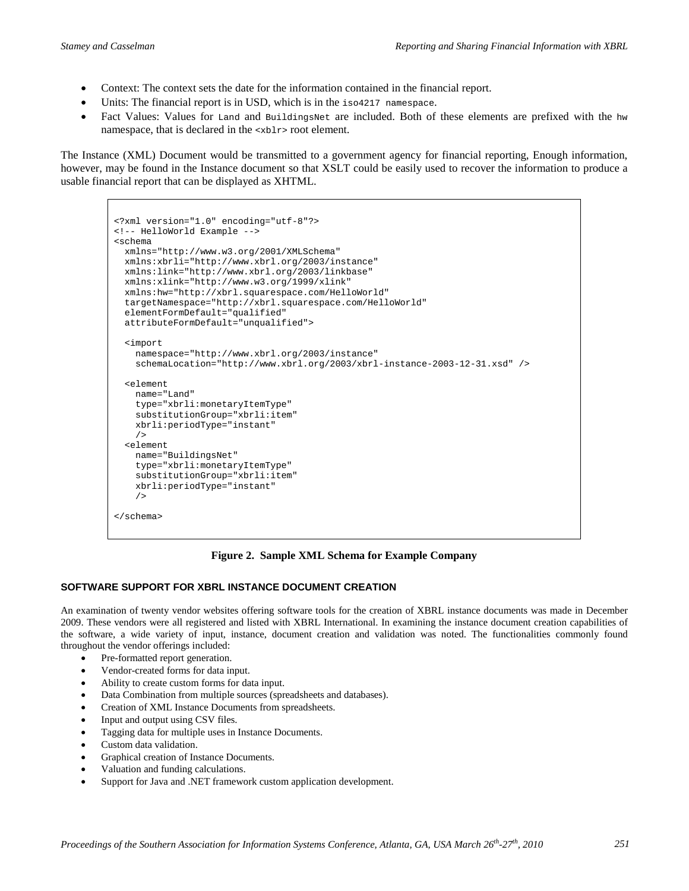- Context: The context sets the date for the information contained in the financial report.
- Units: The financial report is in USD, which is in the `iso4217 namespace`.
- Fact Values: Values for `Land` and `BuildingsNet` are included. Both of these elements are prefixed with the `hw` namespace, that is declared in the `<xblr>` root element.

The Instance (XML) Document would be transmitted to a government agency for financial reporting, Enough information, however, may be found in the Instance document so that XSLT could be easily used to recover the information to produce a usable financial report that can be displayed as XHTML.

```
<?xml version="1.0" encoding="utf-8"?>
<!-- HelloWorld Example -->
<schema
  xmlns="http://www.w3.org/2001/XMLSchema"
  xmlns:xbrli="http://www.xbrl.org/2003/instance"
  xmlns:link="http://www.xbrl.org/2003/linkbase"
  xmlns:xlink="http://www.w3.org/1999/xlink"
  xmlns:hw="http://xbrl.squarespace.com/HelloWorld"
  targetNamespace="http://xbrl.squarespace.com/HelloWorld"
  elementFormDefault="qualified"
  attributeFormDefault="unqualified">

  <import
    namespace="http://www.xbrl.org/2003/instance"
    schemaLocation="http://www.xbrl.org/2003/xbrl-instance-2003-12-31.xsd" />

  <element
    name="Land"
    type="xbrli:monetaryItemType"
    substitutionGroup="xbrli:item"
    xbrli:periodType="instant"
    />
  <element
    name="BuildingsNet"
    type="xbrli:monetaryItemType"
    substitutionGroup="xbrli:item"
    xbrli:periodType="instant"
    />

</schema>
```

**Figure 2. Sample XML Schema for Example Company**

## SOFTWARE SUPPORT FOR XBRL INSTANCE DOCUMENT CREATION

An examination of twenty vendor websites offering software tools for the creation of XBRL instance documents was made in December 2009. These vendors were all registered and listed with XBRL International. In examining the instance document creation capabilities of the software, a wide variety of input, instance, document creation and validation was noted. The functionalities commonly found throughout the vendor offerings included:

- Pre-formatted report generation.
- Vendor-created forms for data input.
- Ability to create custom forms for data input.
- Data Combination from multiple sources (spreadsheets and databases).
- Creation of XML Instance Documents from spreadsheets.
- Input and output using CSV files.
- Tagging data for multiple uses in Instance Documents.
- Custom data validation.
- Graphical creation of Instance Documents.
- Valuation and funding calculations.
- Support for Java and .NET framework custom application development.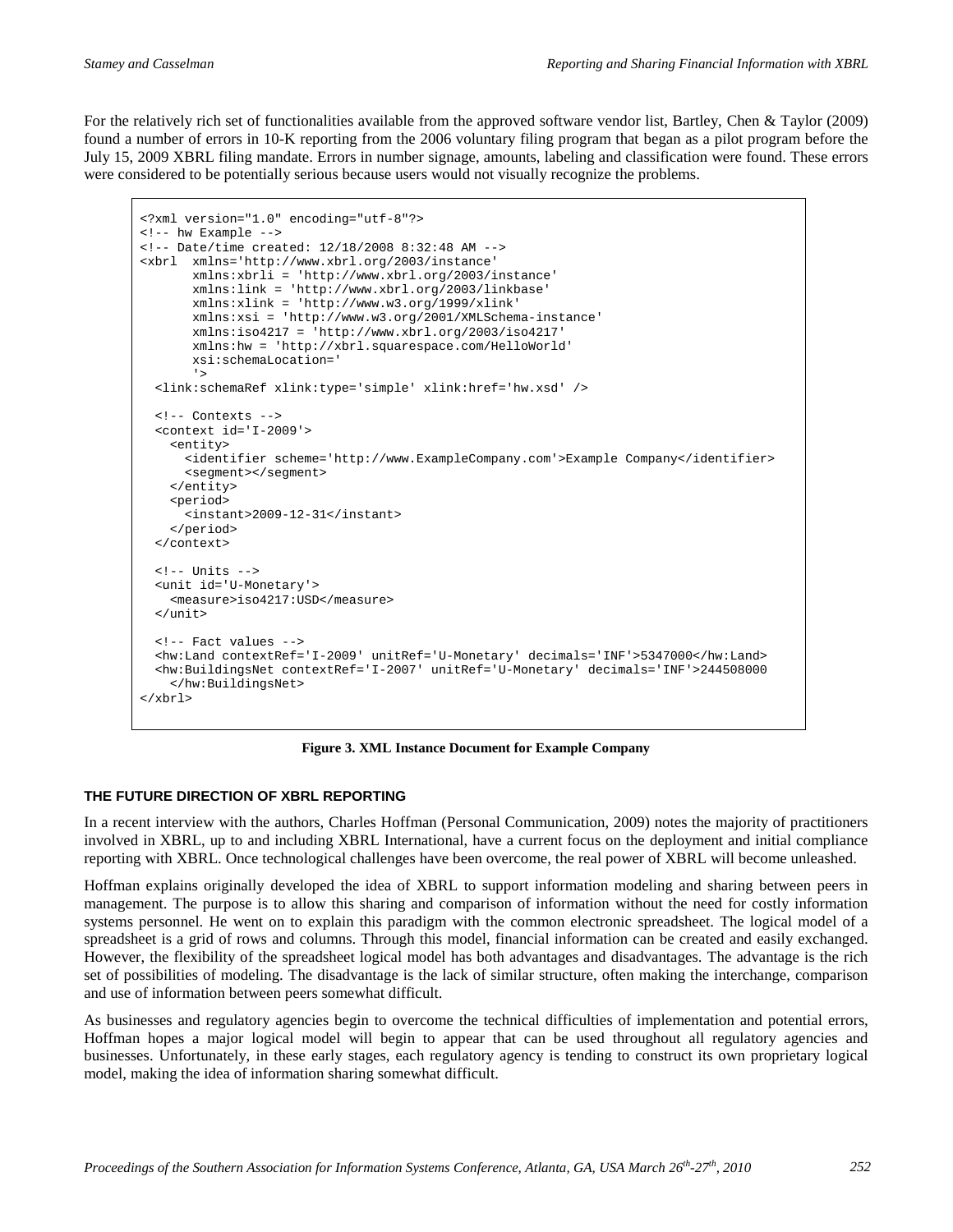For the relatively rich set of functionalities available from the approved software vendor list, Bartley, Chen & Taylor (2009) found a number of errors in 10-K reporting from the 2006 voluntary filing program that began as a pilot program before the July 15, 2009 XBRL filing mandate. Errors in number signage, amounts, labeling and classification were found. These errors were considered to be potentially serious because users would not visually recognize the problems.

```
<?xml version="1.0" encoding="utf-8"?>
<!-- hw Example -->
<!-- Date/time created: 12/18/2008 8:32:48 AM -->
<xbrl  xmlns='http://www.xbrl.org/2003/instance'
       xmlns:xbrli = 'http://www.xbrl.org/2003/instance'
       xmlns:link = 'http://www.xbrl.org/2003/linkbase'
       xmlns:xlink = 'http://www.w3.org/1999/xlink'
       xmlns:xsi = 'http://www.w3.org/2001/XMLSchema-instance'
       xmlns:iso4217 = 'http://www.xbrl.org/2003/iso4217'
       xmlns:hw = 'http://xbrl.squarespace.com/HelloWorld'
       xsi:schemaLocation='
       '>
  <link:schemaRef xlink:type='simple' xlink:href='hw.xsd' />

  <!-- Contexts -->
  <context id='I-2009'>
    <entity>
      <identifier scheme='http://www.ExampleCompany.com'>Example Company</identifier>
      <segment></segment>
    </entity>
    <period>
      <instant>2009-12-31</instant>
    </period>
  </context>

  <!-- Units -->
  <unit id='U-Monetary'>
    <measure>iso4217:USD</measure>
  </unit>

  <!-- Fact values -->
  <hw:Land contextRef='I-2009' unitRef='U-Monetary' decimals='INF'>5347000</hw:Land>
  <hw:BuildingsNet contextRef='I-2007' unitRef='U-Monetary' decimals='INF'>244508000
    </hw:BuildingsNet>
</xbrl>
```

**Figure 3. XML Instance Document for Example Company**

## THE FUTURE DIRECTION OF XBRL REPORTING

In a recent interview with the authors, Charles Hoffman (Personal Communication, 2009) notes the majority of practitioners involved in XBRL, up to and including XBRL International, have a current focus on the deployment and initial compliance reporting with XBRL. Once technological challenges have been overcome, the real power of XBRL will become unleashed.

Hoffman explains originally developed the idea of XBRL to support information modeling and sharing between peers in management. The purpose is to allow this sharing and comparison of information without the need for costly information systems personnel. He went on to explain this paradigm with the common electronic spreadsheet. The logical model of a spreadsheet is a grid of rows and columns. Through this model, financial information can be created and easily exchanged. However, the flexibility of the spreadsheet logical model has both advantages and disadvantages. The advantage is the rich set of possibilities of modeling. The disadvantage is the lack of similar structure, often making the interchange, comparison and use of information between peers somewhat difficult.

As businesses and regulatory agencies begin to overcome the technical difficulties of implementation and potential errors, Hoffman hopes a major logical model will begin to appear that can be used throughout all regulatory agencies and businesses. Unfortunately, in these early stages, each regulatory agency is tending to construct its own proprietary logical model, making the idea of information sharing somewhat difficult.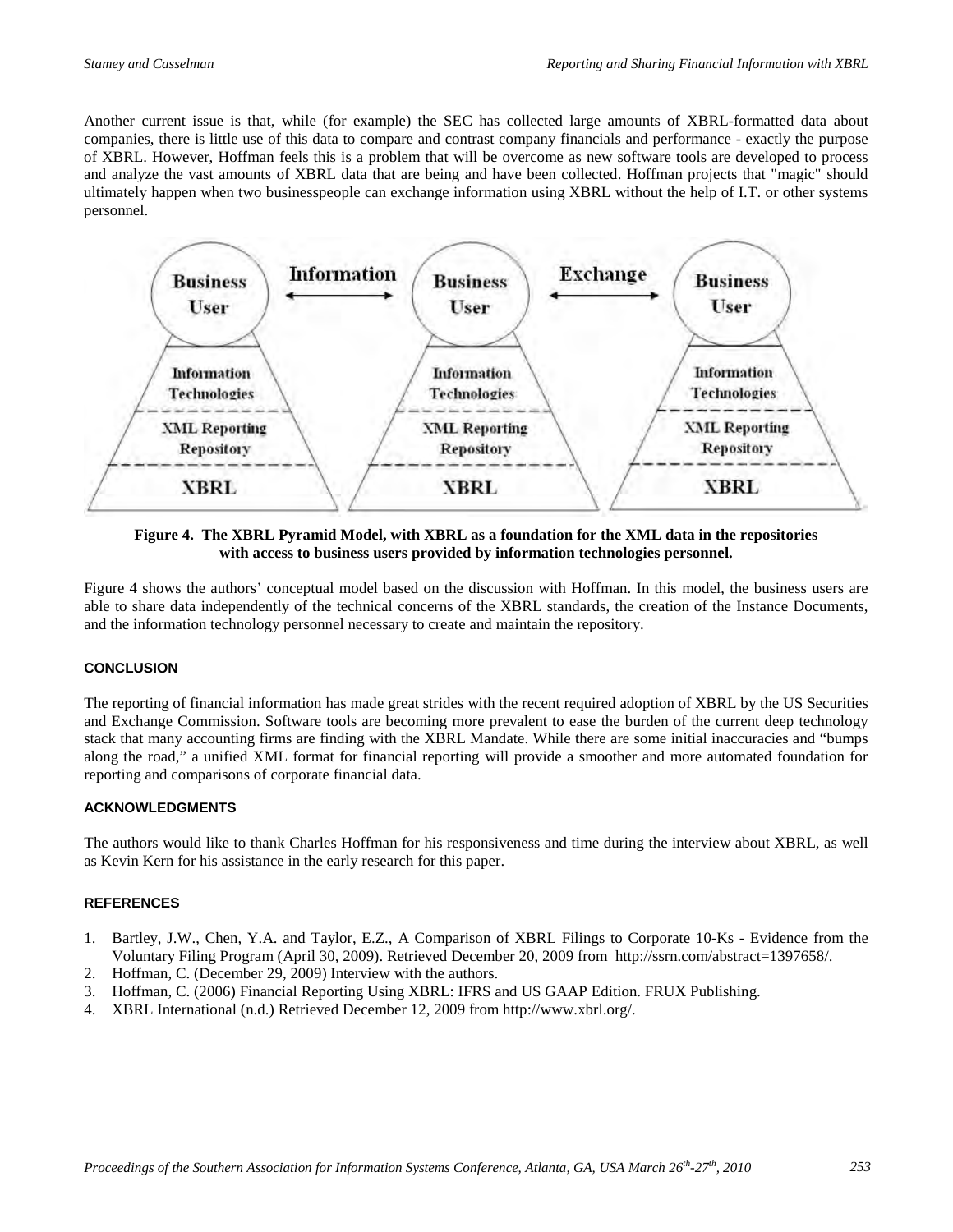Another current issue is that, while (for example) the SEC has collected large amounts of XBRL-formatted data about companies, there is little use of this data to compare and contrast company financials and performance - exactly the purpose of XBRL. However, Hoffman feels this is a problem that will be overcome as new software tools are developed to process and analyze the vast amounts of XBRL data that are being and have been collected. Hoffman projects that "magic" should ultimately happen when two businesspeople can exchange information using XBRL without the help of I.T. or other systems personnel.

Business User
Information
Business User
Exchange
Business User
Information Technologies
XML Reporting Repository
XBRL
Information Technologies
XML Reporting Repository
XBRL
Information Technologies
XML Reporting Repository
XBRL

**Figure 4. The XBRL Pyramid Model, with XBRL as a foundation for the XML data in the repositories with access to business users provided by information technologies personnel.**

Figure 4 shows the authors' conceptual model based on the discussion with Hoffman. In this model, the business users are able to share data independently of the technical concerns of the XBRL standards, the creation of the Instance Documents, and the information technology personnel necessary to create and maintain the repository.

## CONCLUSION

The reporting of financial information has made great strides with the recent required adoption of XBRL by the US Securities and Exchange Commission. Software tools are becoming more prevalent to ease the burden of the current deep technology stack that many accounting firms are finding with the XBRL Mandate. While there are some initial inaccuracies and "bumps along the road," a unified XML format for financial reporting will provide a smoother and more automated foundation for reporting and comparisons of corporate financial data.

## ACKNOWLEDGMENTS

The authors would like to thank Charles Hoffman for his responsiveness and time during the interview about XBRL, as well as Kevin Kern for his assistance in the early research for this paper.

## REFERENCES

1. Bartley, J.W., Chen, Y.A. and Taylor, E.Z., A Comparison of XBRL Filings to Corporate 10-Ks - Evidence from the Voluntary Filing Program (April 30, 2009). Retrieved December 20, 2009 from http://ssrn.com/abstract=1397658/.
2. Hoffman, C. (December 29, 2009) Interview with the authors.
3. Hoffman, C. (2006) Financial Reporting Using XBRL: IFRS and US GAAP Edition. FRUX Publishing.
4. XBRL International (n.d.) Retrieved December 12, 2009 from http://www.xbrl.org/.